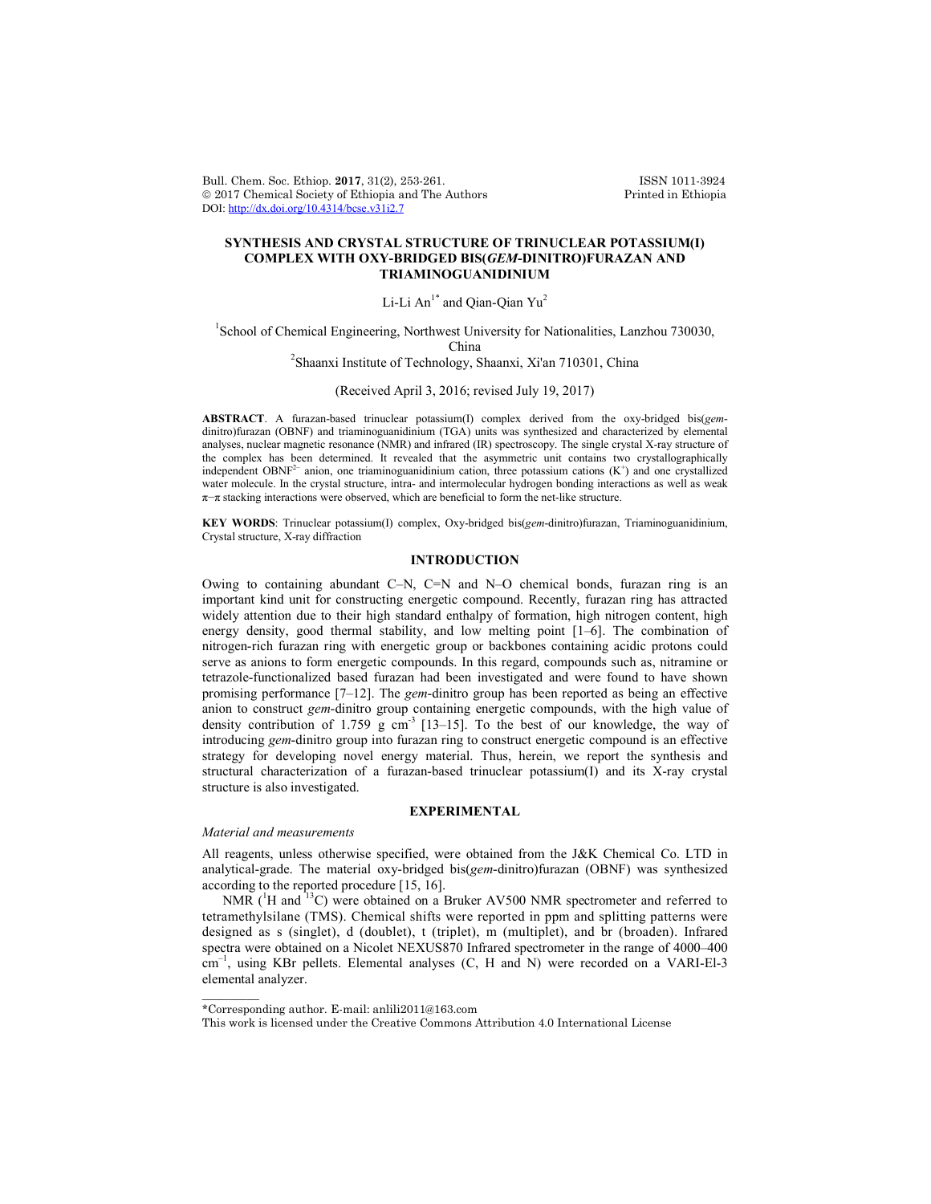# SYNTHESIS AND CRYSTAL STRUCTURE OF TRINUCLEAR POTASSIUM(I) COMPLEX WITH OXY-BRIDGED BIS(*GEM*-DINITRO)FURAZAN AND TRIAMINOGUANIDINIUM

Li-Li An[1*] and Qian-Qian Yu[2]

[1]School of Chemical Engineering, Northwest University for Nationalities, Lanzhou 730030, China

[2]Shaanxi Institute of Technology, Shaanxi, Xi'an 710301, China

(Received April 3, 2016; revised July 19, 2017)

**ABSTRACT**. A furazan-based trinuclear potassium(I) complex derived from the oxy-bridged bis(*gem*-dinitro)furazan (OBNF) and triaminoguanidinium (TGA) units was synthesized and characterized by elemental analyses, nuclear magnetic resonance (NMR) and infrared (IR) spectroscopy. The single crystal X-ray structure of the complex has been determined. It revealed that the asymmetric unit contains two crystallographically independent $OBNF^{2-}$ anion, one triaminoguanidinium cation, three potassium cations ($K^+$) and one crystallized water molecule. In the crystal structure, intra- and intermolecular hydrogen bonding interactions as well as weak $\pi$–$\pi$ stacking interactions were observed, which are beneficial to form the net-like structure.

**KEY WORDS**: Trinuclear potassium(I) complex, Oxy-bridged bis(*gem*-dinitro)furazan, Triaminoguanidinium, Crystal structure, X-ray diffraction

## INTRODUCTION

Owing to containing abundant C–N, C=N and N–O chemical bonds, furazan ring is an important kind unit for constructing energetic compound. Recently, furazan ring has attracted widely attention due to their high standard enthalpy of formation, high nitrogen content, high energy density, good thermal stability, and low melting point [1–6]. The combination of nitrogen-rich furazan ring with energetic group or backbones containing acidic protons could serve as anions to form energetic compounds. In this regard, compounds such as, nitramine or tetrazole-functionalized based furazan had been investigated and were found to have shown promising performance [7–12]. The *gem*-dinitro group has been reported as being an effective anion to construct *gem*-dinitro group containing energetic compounds, with the high value of density contribution of 1.759 g $cm^{-3}$ [13–15]. To the best of our knowledge, the way of introducing *gem*-dinitro group into furazan ring to construct energetic compound is an effective strategy for developing novel energy material. Thus, herein, we report the synthesis and structural characterization of a furazan-based trinuclear potassium(I) and its X-ray crystal structure is also investigated.

## EXPERIMENTAL

### *Material and measurements*

All reagents, unless otherwise specified, were obtained from the J&K Chemical Co. LTD in analytical-grade. The material oxy-bridged bis(*gem*-dinitro)furazan (OBNF) was synthesized according to the reported procedure [15, 16].

NMR ($^1H$ and $^{13}C$) were obtained on a Bruker AV500 NMR spectrometer and referred to tetramethylsilane (TMS). Chemical shifts were reported in ppm and splitting patterns were designed as s (singlet), d (doublet), t (triplet), m (multiplet), and br (broaden). Infrared spectra were obtained on a Nicolet NEXUS870 Infrared spectrometer in the range of 4000–400 $cm^{-1}$, using KBr pellets. Elemental analyses (C, H and N) were recorded on a VARI-El-3 elemental analyzer.

---

*Corresponding author. E-mail: anlili2011@163.com

This work is licensed under the Creative Commons Attribution 4.0 International License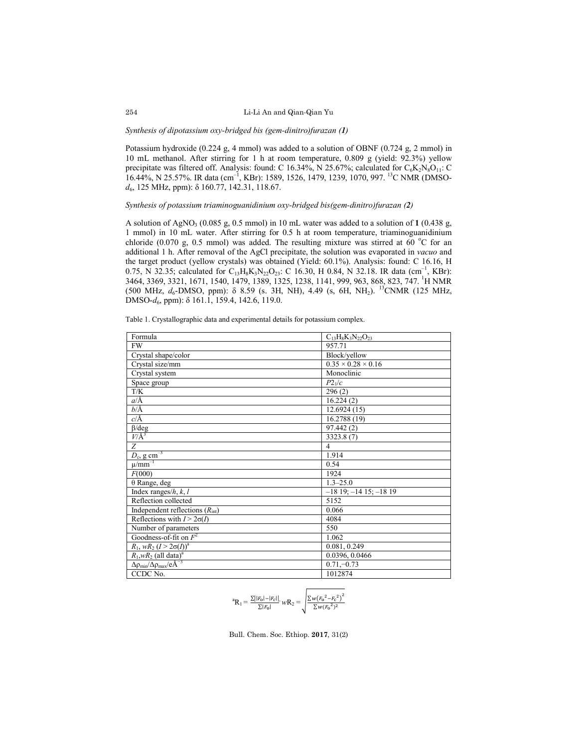*Synthesis of dipotassium oxy-bridged bis (gem-dinitro)furazan (**1**)*

Potassium hydroxide (0.224 g, 4 mmol) was added to a solution of OBNF (0.724 g, 2 mmol) in 10 mL methanol. After stirring for 1 h at room temperature, 0.809 g (yield: 92.3%) yellow precipitate was filtered off. Analysis: found: C 16.34%, N 25.67%; calculated for $C_6K_2N_8O_{11}$: C 16.44%, N 25.57%. IR data ($cm^{-1}$, KBr): 1589, 1526, 1479, 1239, 1070, 997. $^{13}C$ NMR (DMSO-$d_6$, 125 MHz, ppm): δ 160.77, 142.31, 118.67.

*Synthesis of potassium triaminoguanidinium oxy-bridged bis(gem-dinitro)furazan (**2**)*

A solution of $AgNO_3$ (0.085 g, 0.5 mmol) in 10 mL water was added to a solution of **1** (0.438 g, 1 mmol) in 10 mL water. After stirring for 0.5 h at room temperature, triaminoguanidinium chloride (0.070 g, 0.5 mmol) was added. The resulting mixture was stirred at 60 °C for an additional 1 h. After removal of the AgCl precipitate, the solution was evaporated in *vacuo* and the target product (yellow crystals) was obtained (Yield: 60.1%). Analysis: found: C 16.16, H 0.75, N 32.35; calculated for $C_{13}H_8K_3N_{22}O_{23}$: C 16.30, H 0.84, N 32.18. IR data ($cm^{-1}$, KBr): 3464, 3369, 3321, 1671, 1540, 1479, 1389, 1325, 1238, 1141, 999, 963, 868, 823, 747. $^1H$ NMR (500 MHz, $d_6$-DMSO, ppm): δ 8.59 (s. 3H, NH), 4.49 (s, 6H, $NH_2$). $^{13}C$NMR (125 MHz, DMSO-$d_6$, ppm): δ 161.1, 159.4, 142.6, 119.0.

Table 1. Crystallographic data and experimental details for potassium complex.

| | |
|---|---|
| Formula | $C_{13}H_8K_3N_{22}O_{23}$ |
| FW | 957.71 |
| Crystal shape/color | Block/yellow |
| Crystal size/mm | 0.35 × 0.28 × 0.16 |
| Crystal system | Monoclinic |
| Space group | $P2_1/c$ |
| T/K | 296 (2) |
| $a$/Å | 16.224 (2) |
| $b$/Å | 12.6924 (15) |
| $c$/Å | 16.2788 (19) |
| β/deg | 97.442 (2) |
| $V$/Å$^3$ | 3323.8 (7) |
| $Z$ | 4 |
| $D_c$, g cm$^{-3}$ | 1.914 |
| μ/mm$^{-1}$ | 0.54 |
| $F$(000) | 1924 |
| θ Range, deg | 1.3–25.0 |
| Index ranges/$h$, $k$, $l$ | –18 19; –14 15; –18 19 |
| Reflection collected | 5152 |
| Independent reflections ($R_{int}$) | 0.066 |
| Reflections with $I > 2\sigma(I)$ | 4084 |
| Number of parameters | 550 |
| Goodness-of-fit on $F^2$ | 1.062 |
| $R_1$, $wR_2$ ($I > 2\sigma(I)$)[a] | 0.081, 0.249 |
| $R_1$,$wR_2$ (all data)[a] | 0.0396, 0.0466 |
| $\Delta\rho_{min}/\Delta\rho_{max}$/eÅ$^{-3}$ | 0.71,–0.73 |
| CCDC No. | 1012874 |

$$^{a}R_1 = \frac{\sum||F_o|-|F_c||}{\sum|F_o|}, \; wR_2 = \sqrt{\frac{\sum w(F_o^2-F_c^2)^2}{\sum w(F_o^2)^2}}$$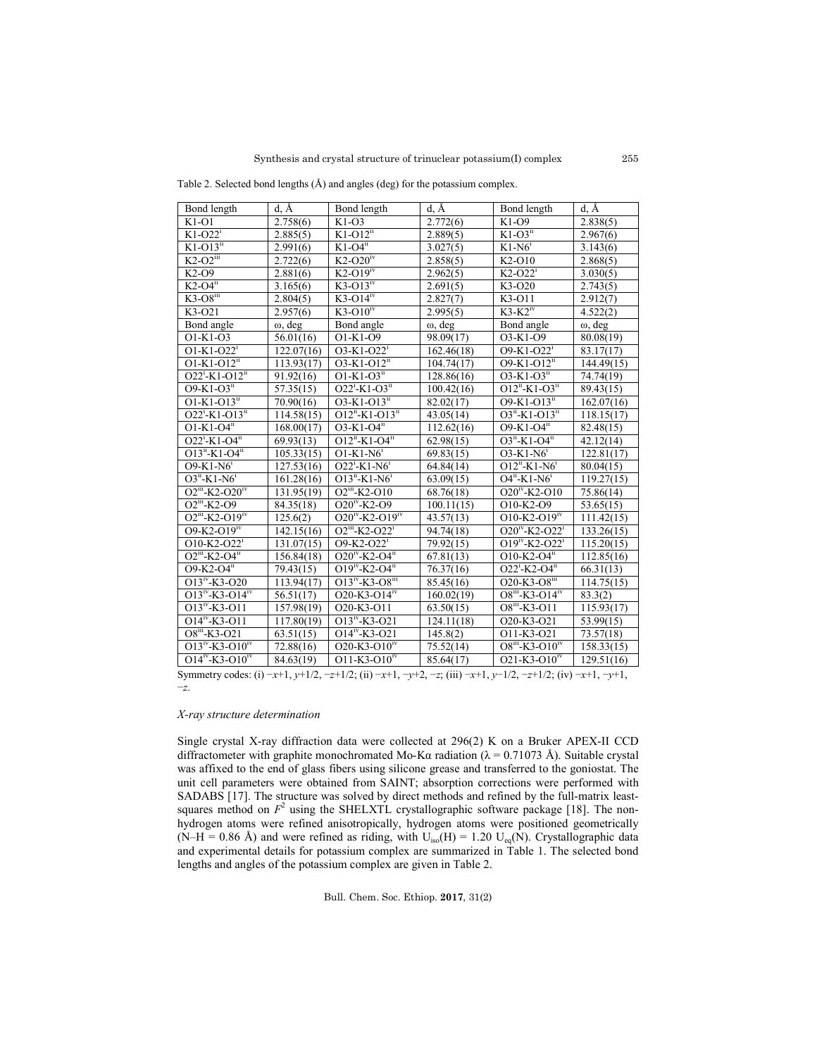Table 2. Selected bond lengths (Å) and angles (deg) for the potassium complex.

| Bond length | d, Å | Bond length | d, Å | Bond length | d, Å |
|---|---|---|---|---|---|
| K1-O1 | 2.758(6) | K1-O3 | 2.772(6) | K1-O9 | 2.838(5) |
| K1-O22$^{i}$ | 2.885(5) | K1-O12$^{ii}$ | 2.889(5) | K1-O3$^{ii}$ | 2.967(6) |
| K1-O13$^{ii}$ | 2.991(6) | K1-O4$^{ii}$ | 3.027(5) | K1-N6$^{i}$ | 3.143(6) |
| K2-O2$^{iii}$ | 2.722(6) | K2-O20$^{iv}$ | 2.858(5) | K2-O10 | 2.868(5) |
| K2-O9 | 2.881(6) | K2-O19$^{iv}$ | 2.962(5) | K2-O22$^{i}$ | 3.030(5) |
| K2-O4$^{ii}$ | 3.165(6) | K3-O13$^{iv}$ | 2.691(5) | K3-O20 | 2.743(5) |
| K3-O8$^{iii}$ | 2.804(5) | K3-O14$^{iv}$ | 2.827(7) | K3-O11 | 2.912(7) |
| K3-O21 | 2.957(6) | K3-O10$^{iv}$ | 2.995(5) | K3-K2$^{iv}$ | 4.522(2) |
| Bond angle | ω, deg | Bond angle | ω, deg | Bond angle | ω, deg |
| O1-K1-O3 | 56.01(16) | O1-K1-O9 | 98.09(17) | O3-K1-O9 | 80.08(19) |
| O1-K1-O22$^{i}$ | 122.07(16) | O3-K1-O22$^{i}$ | 162.46(18) | O9-K1-O22$^{i}$ | 83.17(17) |
| O1-K1-O12$^{ii}$ | 113.93(17) | O3-K1-O12$^{ii}$ | 104.74(17) | O9-K1-O12$^{ii}$ | 144.49(15) |
| O22$^{i}$-K1-O12$^{ii}$ | 91.92(16) | O1-K1-O3$^{ii}$ | 128.86(16) | O3-K1-O3$^{ii}$ | 74.74(19) |
| O9-K1-O3$^{ii}$ | 57.35(15) | O22$^{i}$-K1-O3$^{ii}$ | 100.42(16) | O12$^{ii}$-K1-O3$^{ii}$ | 89.43(15) |
| O1-K1-O13$^{ii}$ | 70.90(16) | O3-K1-O13$^{ii}$ | 82.02(17) | O9-K1-O13$^{ii}$ | 162.07(16) |
| O22$^{i}$-K1-O13$^{ii}$ | 114.58(15) | O12$^{ii}$-K1-O13$^{ii}$ | 43.05(14) | O3$^{ii}$-K1-O13$^{ii}$ | 118.15(17) |
| O1-K1-O4$^{ii}$ | 168.00(17) | O3-K1-O4$^{ii}$ | 112.62(16) | O9-K1-O4$^{ii}$ | 82.48(15) |
| O22$^{i}$-K1-O4$^{ii}$ | 69.93(13) | O12$^{ii}$-K1-O4$^{ii}$ | 62.98(15) | O3$^{ii}$-K1-O4$^{ii}$ | 42.12(14) |
| O13$^{ii}$-K1-O4$^{ii}$ | 105.33(15) | O1-K1-N6$^{i}$ | 69.83(15) | O3-K1-N6$^{i}$ | 122.81(17) |
| O9-K1-N6$^{i}$ | 127.53(16) | O22$^{i}$-K1-N6$^{i}$ | 64.84(14) | O12$^{ii}$-K1-N6$^{i}$ | 80.04(15) |
| O3$^{ii}$-K1-N6$^{i}$ | 161.28(16) | O13$^{ii}$-K1-N6$^{i}$ | 63.09(15) | O4$^{ii}$-K1-N6$^{i}$ | 119.27(15) |
| O2$^{iii}$-K2-O20$^{iv}$ | 131.95(19) | O2$^{iii}$-K2-O10 | 68.76(18) | O20$^{iv}$-K2-O10 | 75.86(14) |
| O2$^{iii}$-K2-O9 | 84.35(18) | O20$^{iv}$-K2-O9 | 100.11(15) | O10-K2-O9 | 53.65(15) |
| O2$^{iii}$-K2-O19$^{iv}$ | 125.6(2) | O20$^{iv}$-K2-O19$^{iv}$ | 43.57(13) | O10-K2-O19$^{iv}$ | 111.42(15) |
| O9-K2-O19$^{iv}$ | 142.15(16) | O2$^{iii}$-K2-O22$^{i}$ | 94.74(18) | O20$^{iv}$-K2-O22$^{i}$ | 133.26(15) |
| O10-K2-O22$^{i}$ | 131.07(15) | O9-K2-O22$^{i}$ | 79.92(15) | O19$^{iv}$-K2-O22$^{i}$ | 115.20(15) |
| O2$^{iii}$-K2-O4$^{ii}$ | 156.84(18) | O20$^{iv}$-K2-O4$^{ii}$ | 67.81(13) | O10-K2-O4$^{ii}$ | 112.85(16) |
| O9-K2-O4$^{ii}$ | 79.43(15) | O19$^{iv}$-K2-O4$^{ii}$ | 76.37(16) | O22$^{i}$-K2-O4$^{ii}$ | 66.31(13) |
| O13$^{iv}$-K3-O20 | 113.94(17) | O13$^{iv}$-K3-O8$^{iii}$ | 85.45(16) | O20-K3-O8$^{iii}$ | 114.75(15) |
| O13$^{iv}$-K3-O14$^{iv}$ | 56.51(17) | O20-K3-O14$^{iv}$ | 160.02(19) | O8$^{iii}$-K3-O14$^{iv}$ | 83.3(2) |
| O13$^{iv}$-K3-O11 | 157.98(19) | O20-K3-O11 | 63.50(15) | O8$^{iii}$-K3-O11 | 115.93(17) |
| O14$^{iv}$-K3-O11 | 117.80(19) | O13$^{iv}$-K3-O21 | 124.11(18) | O20-K3-O21 | 53.99(15) |
| O8$^{iii}$-K3-O21 | 63.51(15) | O14$^{iv}$-K3-O21 | 145.8(2) | O11-K3-O21 | 73.57(18) |
| O13$^{iv}$-K3-O10$^{iv}$ | 72.88(16) | O20-K3-O10$^{iv}$ | 75.52(14) | O8$^{iii}$-K3-O10$^{iv}$ | 158.33(15) |
| O14$^{iv}$-K3-O10$^{iv}$ | 84.63(19) | O11-K3-O10$^{iv}$ | 85.64(17) | O21-K3-O10$^{iv}$ | 129.51(16) |

Symmetry codes: (i) $-x+1, y+1/2, -z+1/2$; (ii) $-x+1, -y+2, -z$; (iii) $-x+1, y-1/2, -z+1/2$; (iv) $-x+1, -y+1, -z$.

*X-ray structure determination*

Single crystal X-ray diffraction data were collected at 296(2) K on a Bruker APEX-II CCD diffractometer with graphite monochromated Mo-Kα radiation (λ = 0.71073 Å). Suitable crystal was affixed to the end of glass fibers using silicone grease and transferred to the goniostat. The unit cell parameters were obtained from SAINT; absorption corrections were performed with SADABS [17]. The structure was solved by direct methods and refined by the full-matrix least-squares method on $F^2$ using the SHELXTL crystallographic software package [18]. The non-hydrogen atoms were refined anisotropically, hydrogen atoms were positioned geometrically (N–H = 0.86 Å) and were refined as riding, with $U_{iso}(H) = 1.20\ U_{eq}(N)$. Crystallographic data and experimental details for potassium complex are summarized in Table 1. The selected bond lengths and angles of the potassium complex are given in Table 2.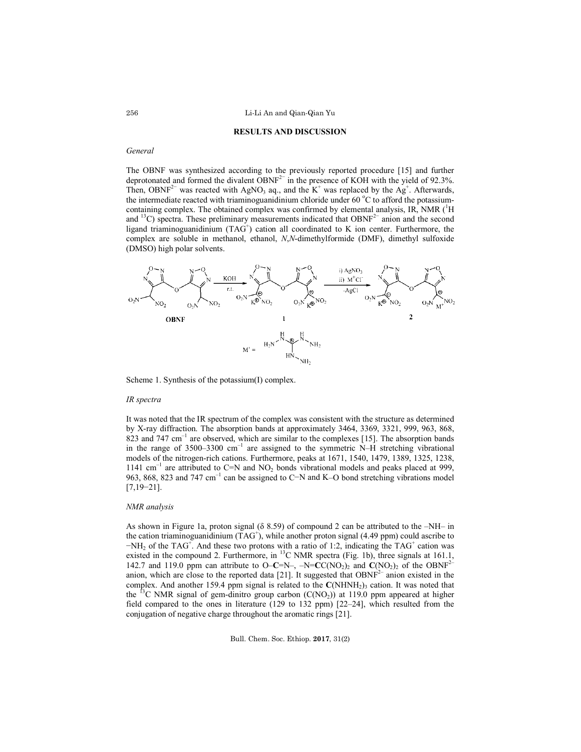## RESULTS AND DISCUSSION

### *General*

The OBNF was synthesized according to the previously reported procedure [15] and further deprotonated and formed the divalent $OBNF^{2-}$ in the presence of KOH with the yield of 92.3%. Then, $OBNF^{2-}$ was reacted with $AgNO_3$ aq., and the $K^+$ was replaced by the $Ag^+$. Afterwards, the intermediate reacted with triaminoguanidinium chloride under 60 °C to afford the potassium-containing complex. The obtained complex was confirmed by elemental analysis, IR, NMR ($^1$H and $^{13}$C) spectra. These preliminary measurements indicated that $OBNF^{2-}$ anion and the second ligand triaminoguanidinium ($TAG^+$) cation all coordinated to K ion center. Furthermore, the complex are soluble in methanol, ethanol, *N*,*N*-dimethylformide (DMF), dimethyl sulfoxide (DMSO) high polar solvents.

Scheme 1. Synthesis of the potassium(I) complex.

### *IR spectra*

It was noted that the IR spectrum of the complex was consistent with the structure as determined by X-ray diffraction. The absorption bands at approximately 3464, 3369, 3321, 999, 963, 868, 823 and 747 $cm^{-1}$ are observed, which are similar to the complexes [15]. The absorption bands in the range of 3500–3300 $cm^{-1}$ are assigned to the symmetric N–H stretching vibrational models of the nitrogen-rich cations. Furthermore, peaks at 1671, 1540, 1479, 1389, 1325, 1238, 1141 $cm^{-1}$ are attributed to C=N and $NO_2$ bonds vibrational models and peaks placed at 999, 963, 868, 823 and 747 $cm^{-1}$ can be assigned to C−N and K–O bond stretching vibrations model [7,19−21].

### *NMR analysis*

As shown in Figure 1a, proton signal (δ 8.59) of compound 2 can be attributed to the –NH– in the cation triaminoguanidinium ($TAG^+$), while another proton signal (4.49 ppm) could ascribe to $-NH_2$ of the $TAG^+$. And these two protons with a ratio of 1:2, indicating the $TAG^+$ cation was existed in the compound 2. Furthermore, in $^{13}$C NMR spectra (Fig. 1b), three signals at 161.1, 142.7 and 119.0 ppm can attribute to O–**C**=N–, –N=**C**C$(NO_2)_2$ and **C**$(NO_2)_2$ of the $OBNF^{2-}$ anion, which are close to the reported data [21]. It suggested that $OBNF^{2-}$ anion existed in the complex. And another 159.4 ppm signal is related to the **C**$(NHNH_2)_3$ cation. It was noted that the $^{13}$C NMR signal of gem-dinitro group carbon ($C(NO_2)$) at 119.0 ppm appeared at higher field compared to the ones in literature (129 to 132 ppm) [22–24], which resulted from the conjugation of negative charge throughout the aromatic rings [21].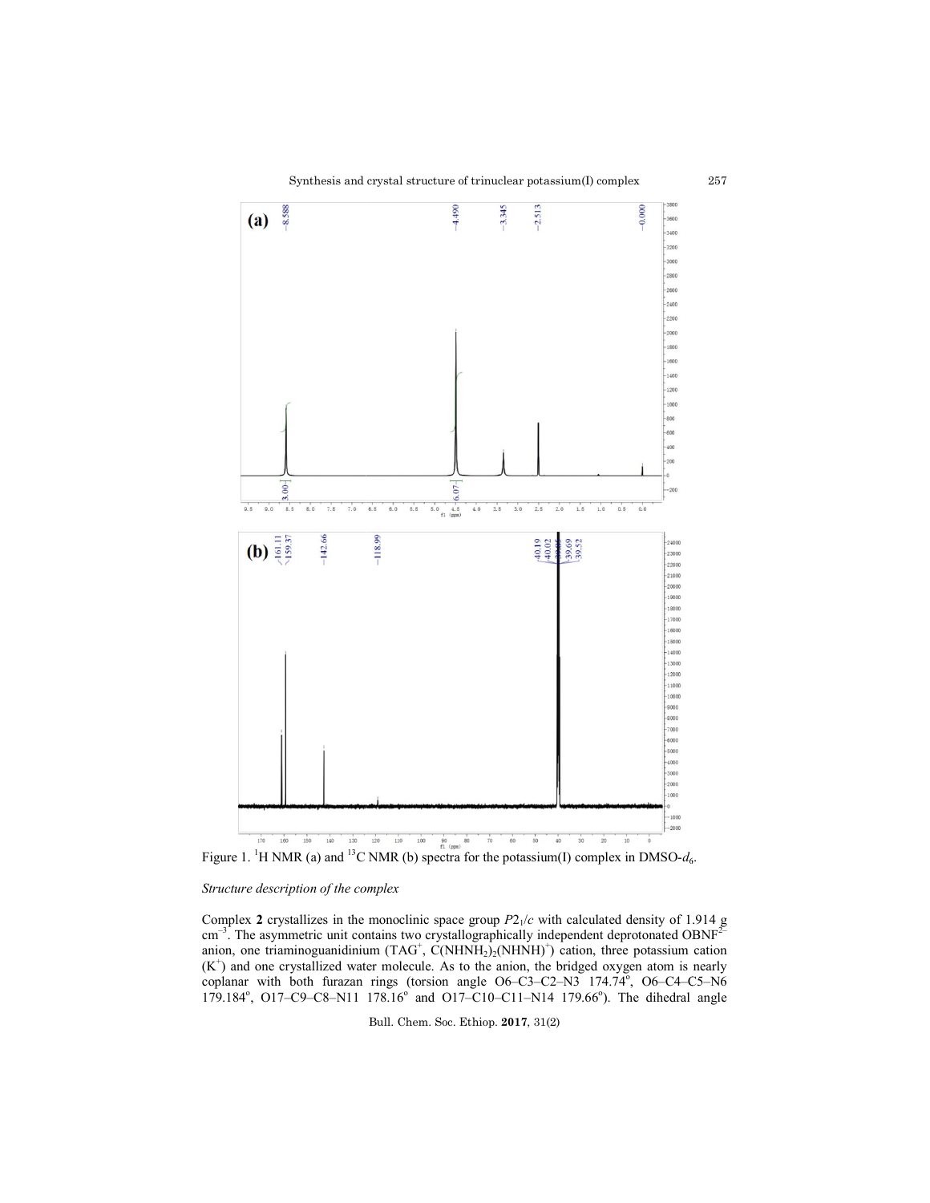Figure 1. $^{1}H$ NMR (a) and $^{13}C$ NMR (b) spectra for the potassium(I) complex in DMSO-$d_6$.

*Structure description of the complex*

Complex **2** crystallizes in the monoclinic space group $P2_1/c$ with calculated density of 1.914 g $cm^{-3}$. The asymmetric unit contains two crystallographically independent deprotonated $OBNF^{2-}$ anion, one triaminoguanidinium ($TAG^+$, $C(NHNH_2)_2(NHNH^+)$) cation, three potassium cation ($K^+$) and one crystallized water molecule. As to the anion, the bridged oxygen atom is nearly coplanar with both furazan rings (torsion angle O6–C3–C2–N3 174.74°, O6–C4–C5–N6 179.184°, O17–C9–C8–N11 178.16° and O17–C10–C11–N14 179.66°). The dihedral angle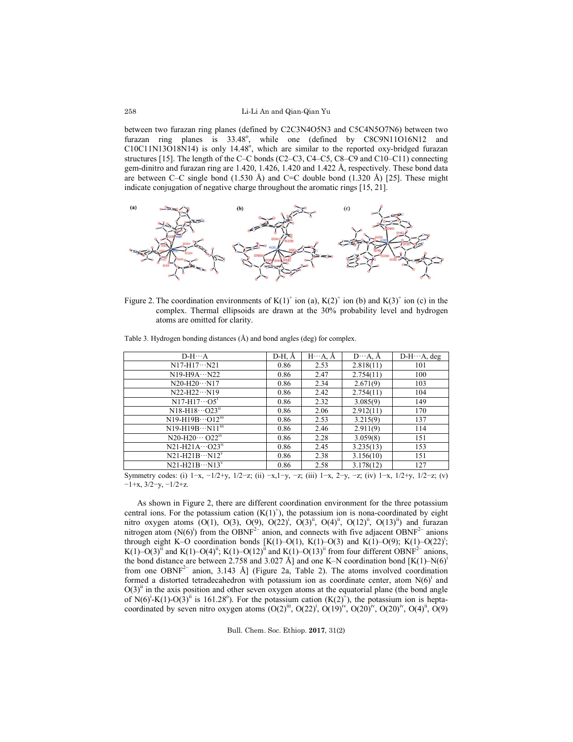between two furazan ring planes (defined by C2C3N4O5N3 and C5C4N5O7N6) between two furazan ring planes is 33.48°, while one (defined by C8C9N11O16N12 and C10C11N13O18N14) is only 14.48°, which are similar to the reported oxy-bridged furazan structures [15]. The length of the C–C bonds (C2–C3, C4–C5, C8–C9 and C10–C11) connecting gem-dinitro and furazan ring are 1.420, 1.426, 1.420 and 1.422 Å, respectively. These bond data are between C–C single bond (1.530 Å) and C=C double bond (1.320 Å) [25]. These might indicate conjugation of negative charge throughout the aromatic rings [15, 21].

Figure 2. The coordination environments of $K(1)^+$ ion (a), $K(2)^+$ ion (b) and $K(3)^+$ ion (c) in the complex. Thermal ellipsoids are drawn at the 30% probability level and hydrogen atoms are omitted for clarity.

Table 3. Hydrogen bonding distances (Å) and bond angles (deg) for complex.

| D-H···A | D-H, Å | H···A, Å | D···A, Å | D-H···A, deg |
|---|---|---|---|---|
| N17-H17···N21 | 0.86 | 2.53 | 2.818(11) | 101 |
| N19-H9A···N22 | 0.86 | 2.47 | 2.754(11) | 100 |
| N20-H20···N17 | 0.86 | 2.34 | 2.671(9) | 103 |
| N22-H22···N19 | 0.86 | 2.42 | 2.754(11) | 104 |
| N17-H17···O5$^{i}$ | 0.86 | 2.32 | 3.085(9) | 149 |
| N18-H18···O23$^{ii}$ | 0.86 | 2.06 | 2.912(11) | 170 |
| N19-H19B···O12$^{iii}$ | 0.86 | 2.53 | 3.215(9) | 137 |
| N19-H19B···N11$^{iii}$ | 0.86 | 2.46 | 2.911(9) | 114 |
| N20-H20··· O22$^{iv}$ | 0.86 | 2.28 | 3.059(8) | 151 |
| N21-H21A···O23$^{ii}$ | 0.86 | 2.45 | 3.235(13) | 153 |
| N21-H21B···N12$^{v}$ | 0.86 | 2.38 | 3.156(10) | 151 |
| N21-H21B···N13$^{v}$ | 0.86 | 2.58 | 3.178(12) | 127 |

Symmetry codes: (i) 1−x, −1/2+y, 1/2−z; (ii) −x,1−y, −z; (iii) 1−x, 2−y, −z; (iv) 1−x, 1/2+y, 1/2−z; (v) −1+x, 3/2−y, −1/2+z.

As shown in Figure 2, there are different coordination environment for the three potassium central ions. For the potassium cation ($K(1)^+$), the potassium ion is nona-coordinated by eight nitro oxygen atoms (O(1), O(3), O(9), O(22)$^{i}$, O(3)$^{ii}$, O(4)$^{ii}$, O(12)$^{ii}$, O(13)$^{ii}$) and furazan nitrogen atom (N(6)$^{i}$) from the $OBNF^{2-}$ anion, and connects with five adjacent $OBNF^{2-}$ anions through eight K–O coordination bonds [K(1)–O(1), K(1)–O(3) and K(1)–O(9); K(1)–O(22)$^{i}$; K(1)–O(3)$^{ii}$ and K(1)–O(4)$^{ii}$; K(1)–O(12)$^{ii}$ and K(1)–O(13)$^{ii}$ from four different $OBNF^{2-}$ anions, the bond distance are between 2.758 and 3.027 Å] and one K–N coordination bond [K(1)–N(6)$^{i}$ from one $OBNF^{2-}$ anion, 3.143 Å] (Figure 2a, Table 2). The atoms involved coordination formed a distorted tetradecahedron with potassium ion as coordinate center, atom N(6)$^{i}$ and O(3)$^{ii}$ in the axis position and other seven oxygen atoms at the equatorial plane (the bond angle of N(6)$^{i}$-K(1)-O(3)$^{ii}$ is 161.28°). For the potassium cation ($K(2)^+$), the potassium ion is hepta-coordinated by seven nitro oxygen atoms (O(2)$^{iii}$, O(22)$^{i}$, O(19)$^{iv}$, O(20)$^{iv}$, O(20)$^{iv}$, O(4)$^{ii}$, O(9)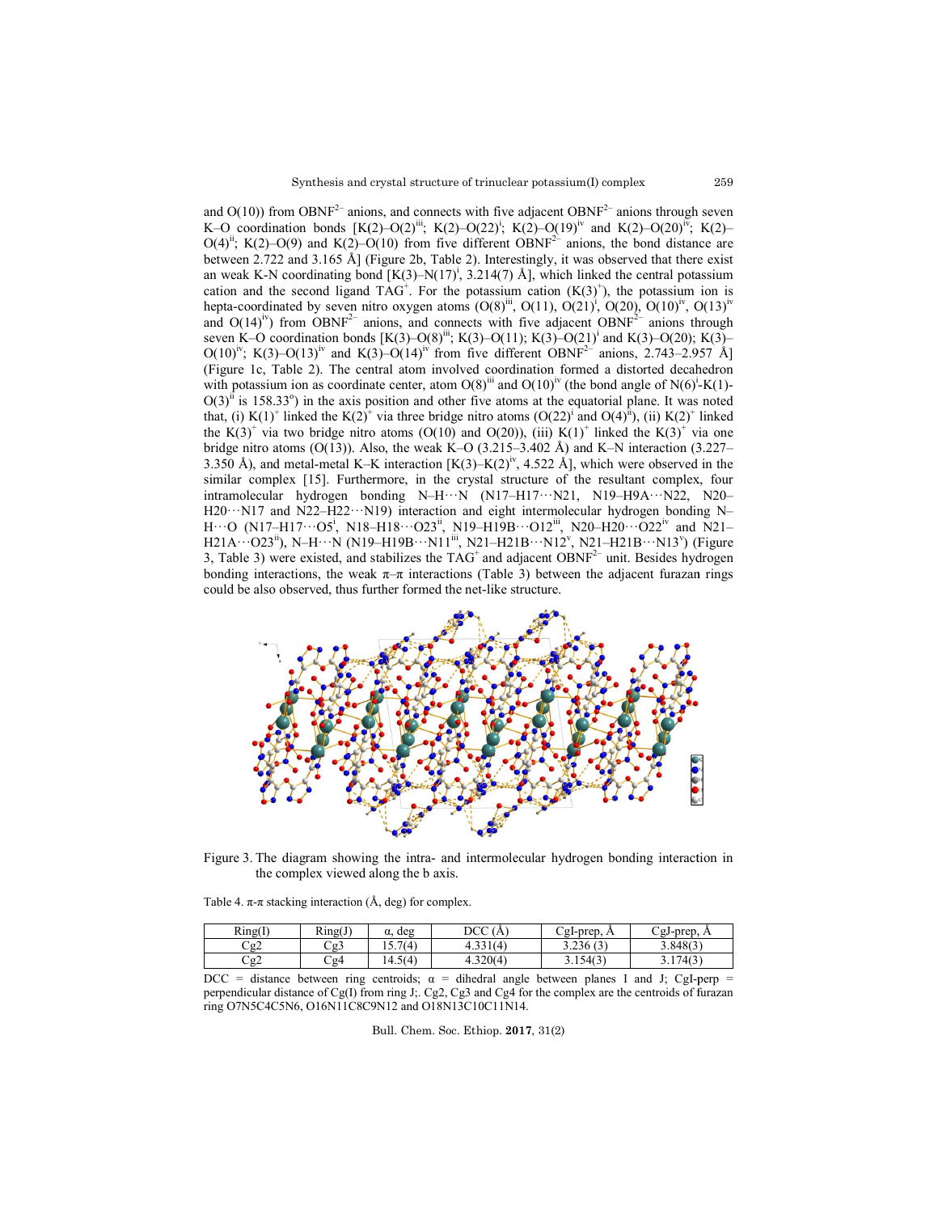and O(10)) from $OBNF^{2-}$ anions, and connects with five adjacent $OBNF^{2-}$ anions through seven K–O coordination bonds [K(2)–O(2)$^{iii}$; K(2)–O(22)$^{i}$; K(2)–O(19)$^{iv}$ and K(2)–O(20)$^{iv}$; K(2)–O(4)$^{ii}$; K(2)–O(9) and K(2)–O(10) from five different $OBNF^{2-}$ anions, the bond distance are between 2.722 and 3.165 Å] (Figure 2b, Table 2). Interestingly, it was observed that there exist an weak K-N coordinating bond [K(3)–N(17)$^{i}$, 3.214(7) Å], which linked the central potassium cation and the second ligand $TAG^{+}$. For the potassium cation ($K(3)^{+}$), the potassium ion is hepta-coordinated by seven nitro oxygen atoms (O(8)$^{iii}$, O(11), O(21)$^{i}$, O(20), O(10)$^{iv}$, O(13)$^{iv}$ and O(14)$^{iv}$) from $OBNF^{2-}$ anions, and connects with five adjacent $OBNF^{2-}$ anions through seven K–O coordination bonds [K(3)–O(8)$^{iii}$; K(3)–O(11); K(3)–O(21)$^{i}$ and K(3)–O(20); K(3)–O(10)$^{iv}$; K(3)–O(13)$^{iv}$ and K(3)–O(14)$^{iv}$ from five different $OBNF^{2-}$ anions, 2.743–2.957 Å] (Figure 1c, Table 2). The central atom involved coordination formed a distorted decahedron with potassium ion as coordinate center, atom O(8)$^{iii}$ and O(10)$^{iv}$ (the bond angle of N(6)$^{i}$-K(1)-O(3)$^{ii}$ is 158.33°) in the axis position and other five atoms at the equatorial plane. It was noted that, (i) $K(1)^{+}$ linked the $K(2)^{+}$ via three bridge nitro atoms (O(22)$^{i}$ and O(4)$^{ii}$), (ii) $K(2)^{+}$ linked the $K(3)^{+}$ via two bridge nitro atoms (O(10) and O(20)), (iii) $K(1)^{+}$ linked the $K(3)^{+}$ via one bridge nitro atoms (O(13)). Also, the weak K–O (3.215–3.402 Å) and K–N interaction (3.227–3.350 Å), and metal-metal K–K interaction [K(3)–K(2)$^{iv}$, 4.522 Å], which were observed in the similar complex [15]. Furthermore, in the crystal structure of the resultant complex, four intramolecular hydrogen bonding N–H···N (N17–H17···N21, N19–H9A···N22, N20–H20···N17 and N22–H22···N19) interaction and eight intermolecular hydrogen bonding N–H···O (N17–H17···O5$^{i}$, N18–H18···O23$^{ii}$, N19–H19B···O12$^{iii}$, N20–H20···O22$^{iv}$ and N21–H21A···O23$^{ii}$), N–H···N (N19–H19B···N11$^{iii}$, N21–H21B···N12$^{v}$, N21–H21B···N13$^{v}$) (Figure 3, Table 3) were existed, and stabilizes the $TAG^{+}$ and adjacent $OBNF^{2-}$ unit. Besides hydrogen bonding interactions, the weak π–π interactions (Table 3) between the adjacent furazan rings could be also observed, thus further formed the net-like structure.

Figure 3. The diagram showing the intra- and intermolecular hydrogen bonding interaction in the complex viewed along the b axis.

Table 4. π-π stacking interaction (Å, deg) for complex.

| Ring(I) | Ring(J) | α, deg | DCC (Å) | CgI-prep, Å | CgJ-prep, Å |
|---|---|---|---|---|---|
| Cg2 | Cg3 | 15.7(4) | 4.331(4) | 3.236 (3) | 3.848(3) |
| Cg2 | Cg4 | 14.5(4) | 4.320(4) | 3.154(3) | 3.174(3) |

DCC = distance between ring centroids; α = dihedral angle between planes I and J; CgI-perp = perpendicular distance of Cg(I) from ring J;. Cg2, Cg3 and Cg4 for the complex are the centroids of furazan ring O7N5C4C5N6, O16N11C8C9N12 and O18N13C10C11N14.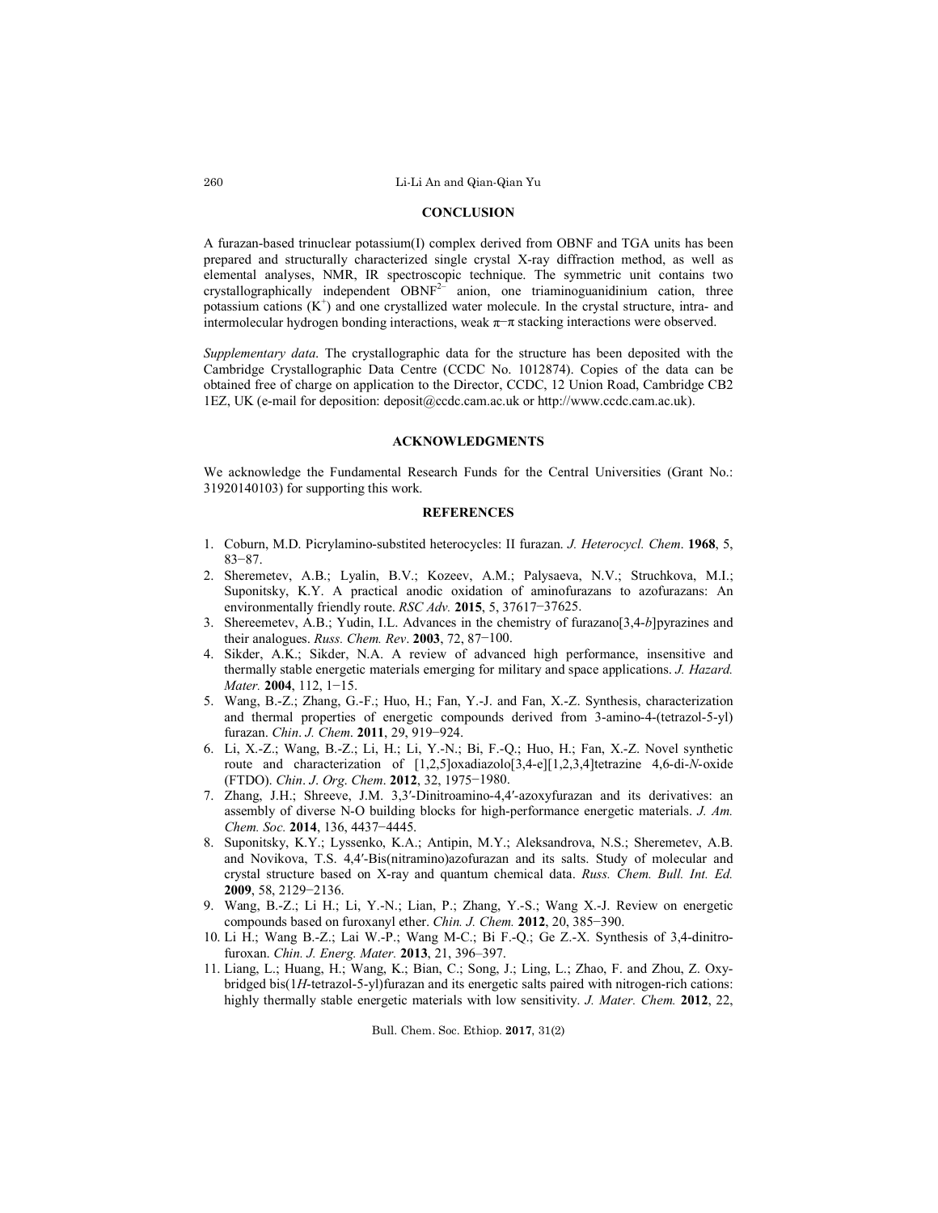## CONCLUSION

A furazan-based trinuclear potassium(I) complex derived from OBNF and TGA units has been prepared and structurally characterized single crystal X-ray diffraction method, as well as elemental analyses, NMR, IR spectroscopic technique. The symmetric unit contains two crystallographically independent $OBNF^{2-}$ anion, one triaminoguanidinium cation, three potassium cations ($K^+$) and one crystallized water molecule. In the crystal structure, intra- and intermolecular hydrogen bonding interactions, weak π–π stacking interactions were observed.

*Supplementary data*. The crystallographic data for the structure has been deposited with the Cambridge Crystallographic Data Centre (CCDC No. 1012874). Copies of the data can be obtained free of charge on application to the Director, CCDC, 12 Union Road, Cambridge CB2 1EZ, UK (e-mail for deposition: deposit@ccdc.cam.ac.uk or http://www.ccdc.cam.ac.uk).

## ACKNOWLEDGMENTS

We acknowledge the Fundamental Research Funds for the Central Universities (Grant No.: 31920140103) for supporting this work.

## REFERENCES

1. Coburn, M.D. Picrylamino-substited heterocycles: II furazan. *J. Heterocycl. Chem*. **1968**, 5, 83−87.
2. Sheremetev, A.B.; Lyalin, B.V.; Kozeev, A.M.; Palysaeva, N.V.; Struchkova, M.I.; Suponitsky, K.Y. A practical anodic oxidation of aminofurazans to azofurazans: An environmentally friendly route. *RSC Adv.* **2015**, 5, 37617−37625.
3. Shereemetev, A.B.; Yudin, I.L. Advances in the chemistry of furazano[3,4-*b*]pyrazines and their analogues. *Russ. Chem. Rev*. **2003**, 72, 87−100.
4. Sikder, A.K.; Sikder, N.A. A review of advanced high performance, insensitive and thermally stable energetic materials emerging for military and space applications. *J. Hazard. Mater.* **2004**, 112, 1−15.
5. Wang, B.-Z.; Zhang, G.-F.; Huo, H.; Fan, Y.-J. and Fan, X.-Z. Synthesis, characterization and thermal properties of energetic compounds derived from 3-amino-4-(tetrazol-5-yl) furazan. *Chin*. *J. Chem*. **2011**, 29, 919−924.
6. Li, X.-Z.; Wang, B.-Z.; Li, H.; Li, Y.-N.; Bi, F.-Q.; Huo, H.; Fan, X.-Z. Novel synthetic route and characterization of [1,2,5]oxadiazolo[3,4-e][1,2,3,4]tetrazine 4,6-di-*N*-oxide (FTDO). *Chin*. *J*. *Org*. *Chem*. **2012**, 32, 1975−1980.
7. Zhang, J.H.; Shreeve, J.M. 3,3′-Dinitroamino-4,4′-azoxyfurazan and its derivatives: an assembly of diverse N-O building blocks for high-performance energetic materials. *J. Am. Chem. Soc.* **2014**, 136, 4437−4445.
8. Suponitsky, K.Y.; Lyssenko, K.A.; Antipin, M.Y.; Aleksandrova, N.S.; Sheremetev, A.B. and Novikova, T.S. 4,4′-Bis(nitramino)azofurazan and its salts. Study of molecular and crystal structure based on X-ray and quantum chemical data. *Russ. Chem. Bull. Int. Ed.* **2009**, 58, 2129−2136.
9. Wang, B.-Z.; Li H.; Li, Y.-N.; Lian, P.; Zhang, Y.-S.; Wang X.-J. Review on energetic compounds based on furoxanyl ether. *Chin. J. Chem.* **2012**, 20, 385−390.
10. Li H.; Wang B.-Z.; Lai W.-P.; Wang M-C.; Bi F.-Q.; Ge Z.-X. Synthesis of 3,4-dinitrofuroxan. *Chin. J. Energ. Mater.* **2013**, 21, 396–397.
11. Liang, L.; Huang, H.; Wang, K.; Bian, C.; Song, J.; Ling, L.; Zhao, F. and Zhou, Z. Oxy-bridged bis(1*H*-tetrazol-5-yl)furazan and its energetic salts paired with nitrogen-rich cations: highly thermally stable energetic materials with low sensitivity. *J. Mater. Chem.* **2012**, 22,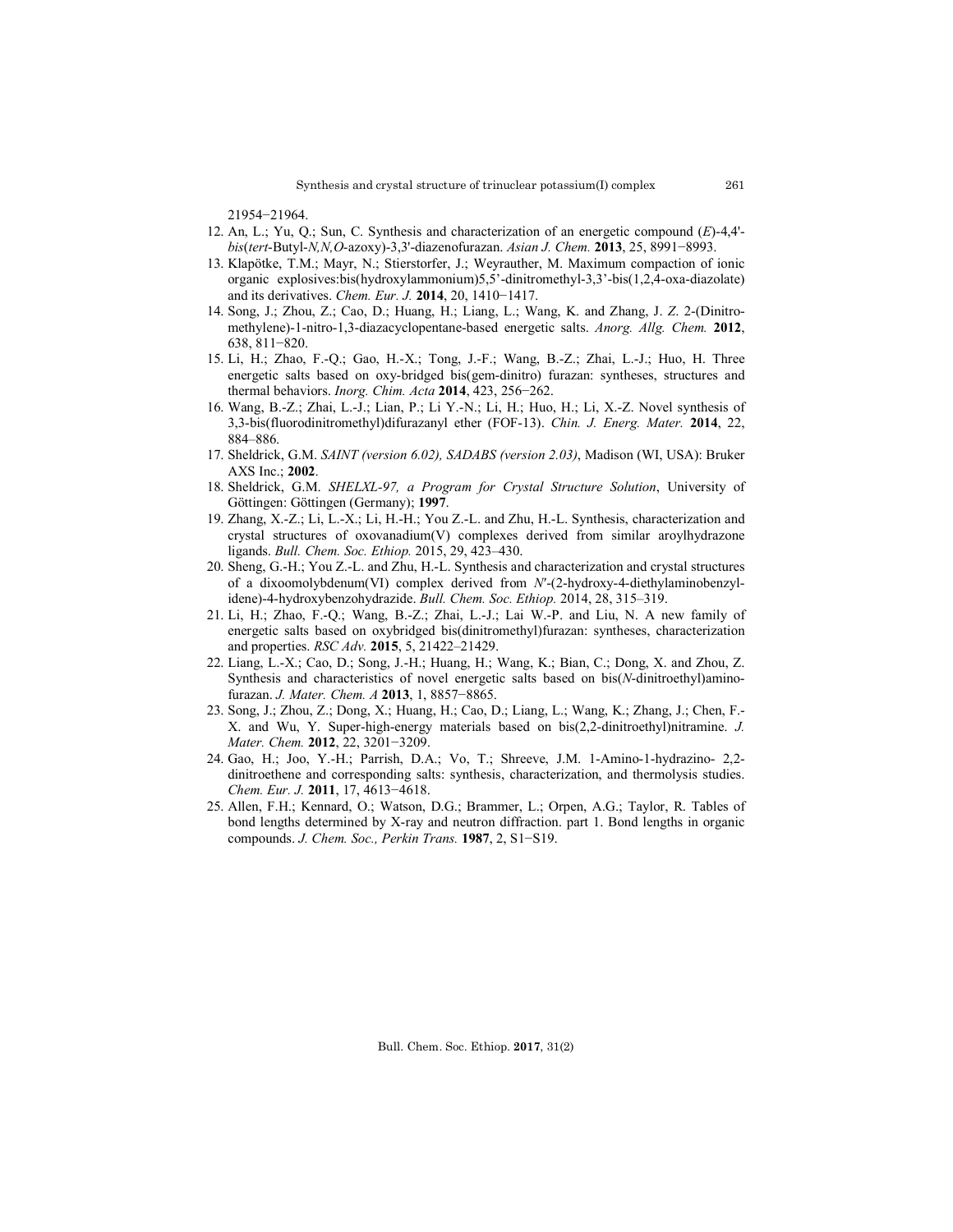21954−21964.

12. An, L.; Yu, Q.; Sun, C. Synthesis and characterization of an energetic compound (*E*)-4,4'-*bis*(*tert*-Butyl-*N,N,O*-azoxy)-3,3'-diazenofurazan. *Asian J. Chem.* **2013**, 25, 8991−8993.
13. Klapötke, T.M.; Mayr, N.; Stierstorfer, J.; Weyrauther, M. Maximum compaction of ionic organic explosives:bis(hydroxylammonium)5,5'-dinitromethyl-3,3'-bis(1,2,4-oxa-diazolate) and its derivatives. *Chem. Eur. J.* **2014**, 20, 1410−1417.
14. Song, J.; Zhou, Z.; Cao, D.; Huang, H.; Liang, L.; Wang, K. and Zhang, J. Z. 2-(Dinitromethylene)-1-nitro-1,3-diazacyclopentane-based energetic salts. *Anorg. Allg. Chem.* **2012**, 638, 811−820.
15. Li, H.; Zhao, F.-Q.; Gao, H.-X.; Tong, J.-F.; Wang, B.-Z.; Zhai, L.-J.; Huo, H. Three energetic salts based on oxy-bridged bis(gem-dinitro) furazan: syntheses, structures and thermal behaviors. *Inorg. Chim. Acta* **2014**, 423, 256−262.
16. Wang, B.-Z.; Zhai, L.-J.; Lian, P.; Li Y.-N.; Li, H.; Huo, H.; Li, X.-Z. Novel synthesis of 3,3-bis(fluorodinitromethyl)difurazanyl ether (FOF-13). *Chin. J. Energ. Mater.* **2014**, 22, 884–886.
17. Sheldrick, G.M. *SAINT (version 6.02), SADABS (version 2.03)*, Madison (WI, USA): Bruker AXS Inc.; **2002**.
18. Sheldrick, G.M. *SHELXL-97, a Program for Crystal Structure Solution*, University of Göttingen: Göttingen (Germany); **1997**.
19. Zhang, X.-Z.; Li, L.-X.; Li, H.-H.; You Z.-L. and Zhu, H.-L. Synthesis, characterization and crystal structures of oxovanadium(V) complexes derived from similar aroylhydrazone ligands. *Bull. Chem. Soc. Ethiop.* 2015, 29, 423–430.
20. Sheng, G.-H.; You Z.-L. and Zhu, H.-L. Synthesis and characterization and crystal structures of a dixoomolybdenum(VI) complex derived from *N′*-(2-hydroxy-4-diethylaminobenzylidene)-4-hydroxybenzohydrazide. *Bull. Chem. Soc. Ethiop.* 2014, 28, 315–319.
21. Li, H.; Zhao, F.-Q.; Wang, B.-Z.; Zhai, L.-J.; Lai W.-P. and Liu, N. A new family of energetic salts based on oxybridged bis(dinitromethyl)furazan: syntheses, characterization and properties. *RSC Adv.* **2015**, 5, 21422–21429.
22. Liang, L.-X.; Cao, D.; Song, J.-H.; Huang, H.; Wang, K.; Bian, C.; Dong, X. and Zhou, Z. Synthesis and characteristics of novel energetic salts based on bis(*N*-dinitroethyl)aminofurazan. *J. Mater. Chem. A* **2013**, 1, 8857−8865.
23. Song, J.; Zhou, Z.; Dong, X.; Huang, H.; Cao, D.; Liang, L.; Wang, K.; Zhang, J.; Chen, F.-X. and Wu, Y. Super-high-energy materials based on bis(2,2-dinitroethyl)nitramine. *J. Mater. Chem.* **2012**, 22, 3201−3209.
24. Gao, H.; Joo, Y.-H.; Parrish, D.A.; Vo, T.; Shreeve, J.M. 1-Amino-1-hydrazino- 2,2-dinitroethene and corresponding salts: synthesis, characterization, and thermolysis studies. *Chem. Eur. J.* **2011**, 17, 4613−4618.
25. Allen, F.H.; Kennard, O.; Watson, D.G.; Brammer, L.; Orpen, A.G.; Taylor, R. Tables of bond lengths determined by X-ray and neutron diffraction. part 1. Bond lengths in organic compounds. *J. Chem. Soc., Perkin Trans.* **1987**, 2, S1−S19.